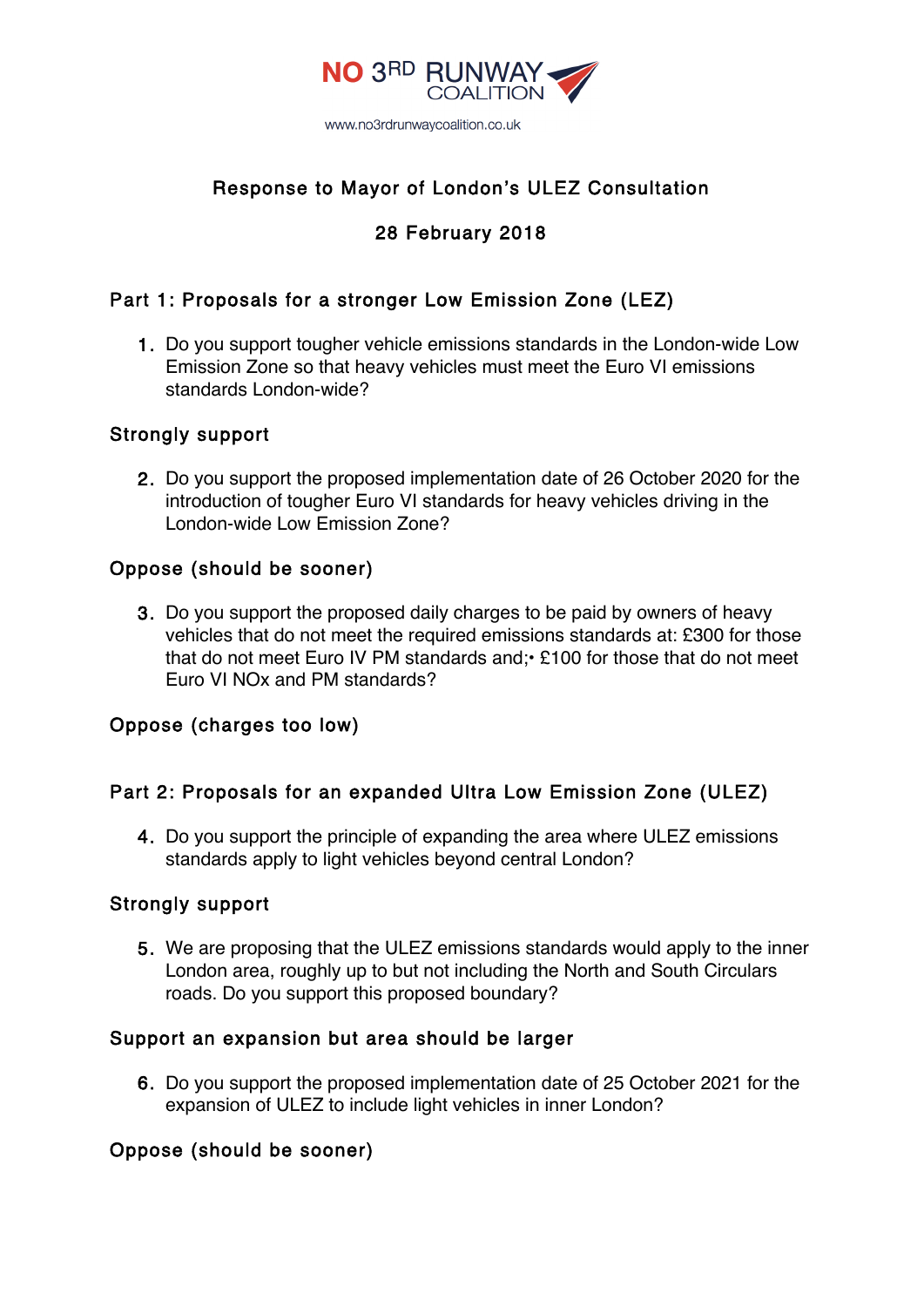NO 3RD RUNWAY COALITION

www.no3rdrunwaycoalition.co.uk

# Response to Mayor of London's ULEZ Consultation

## 28 February 2018

## Part 1: Proposals for a stronger Low Emission Zone (LEZ)

1. Do you support tougher vehicle emissions standards in the London-wide Low Emission Zone so that heavy vehicles must meet the Euro VI emissions standards London-wide?

### Strongly support

2. Do you support the proposed implementation date of 26 October 2020 for the introduction of tougher Euro VI standards for heavy vehicles driving in the London-wide Low Emission Zone?

### Oppose (should be sooner)

3. Do you support the proposed daily charges to be paid by owners of heavy vehicles that do not meet the required emissions standards at: £300 for those that do not meet Euro IV PM standards and;• £100 for those that do not meet Euro VI NOx and PM standards?

### Oppose (charges too low)

## Part 2: Proposals for an expanded Ultra Low Emission Zone (ULEZ)

4. Do you support the principle of expanding the area where ULEZ emissions standards apply to light vehicles beyond central London?

### Strongly support

5. We are proposing that the ULEZ emissions standards would apply to the inner London area, roughly up to but not including the North and South Circulars roads. Do you support this proposed boundary?

### Support an expansion but area should be larger

6. Do you support the proposed implementation date of 25 October 2021 for the expansion of ULEZ to include light vehicles in inner London?

### Oppose (should be sooner)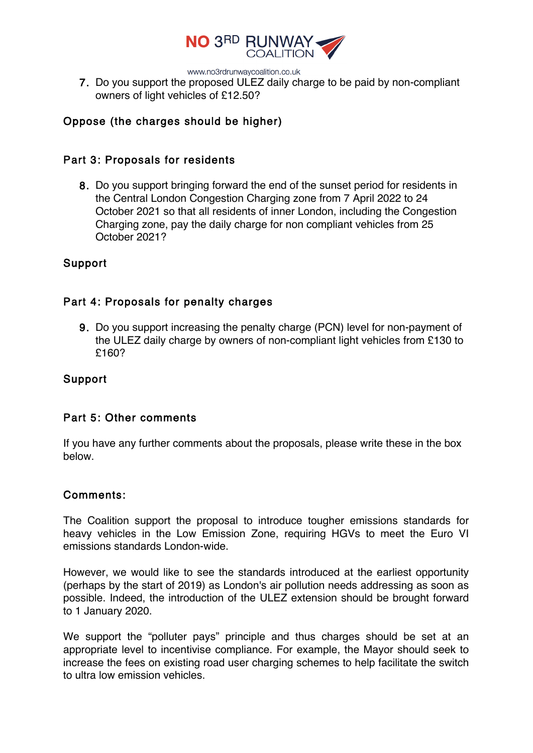7. Do you support the proposed ULEZ daily charge to be paid by non-compliant owners of light vehicles of £12.50?

**Oppose (the charges should be higher)**

## Part 3: Proposals for residents

8. Do you support bringing forward the end of the sunset period for residents in the Central London Congestion Charging zone from 7 April 2022 to 24 October 2021 so that all residents of inner London, including the Congestion Charging zone, pay the daily charge for non compliant vehicles from 25 October 2021?

**Support**

## Part 4: Proposals for penalty charges

9. Do you support increasing the penalty charge (PCN) level for non-payment of the ULEZ daily charge by owners of non-compliant light vehicles from £130 to £160?

**Support**

## Part 5: Other comments

If you have any further comments about the proposals, please write these in the box below.

**Comments:**

The Coalition support the proposal to introduce tougher emissions standards for heavy vehicles in the Low Emission Zone, requiring HGVs to meet the Euro VI emissions standards London-wide.

However, we would like to see the standards introduced at the earliest opportunity (perhaps by the start of 2019) as London's air pollution needs addressing as soon as possible. Indeed, the introduction of the ULEZ extension should be brought forward to 1 January 2020.

We support the "polluter pays" principle and thus charges should be set at an appropriate level to incentivise compliance. For example, the Mayor should seek to increase the fees on existing road user charging schemes to help facilitate the switch to ultra low emission vehicles.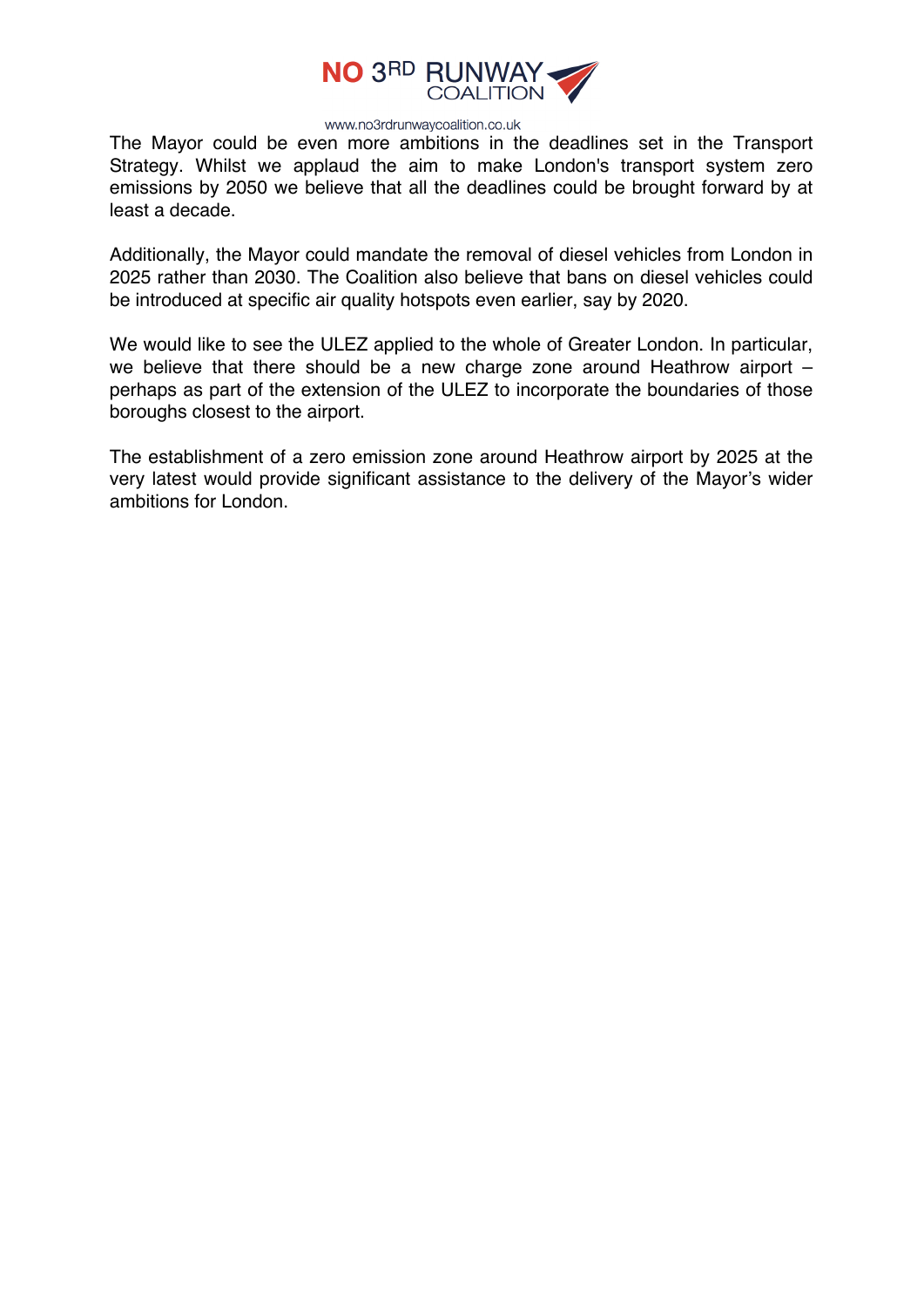The Mayor could be even more ambitions in the deadlines set in the Transport Strategy. Whilst we applaud the aim to make London's transport system zero emissions by 2050 we believe that all the deadlines could be brought forward by at least a decade.

Additionally, the Mayor could mandate the removal of diesel vehicles from London in 2025 rather than 2030. The Coalition also believe that bans on diesel vehicles could be introduced at specific air quality hotspots even earlier, say by 2020.

We would like to see the ULEZ applied to the whole of Greater London. In particular, we believe that there should be a new charge zone around Heathrow airport – perhaps as part of the extension of the ULEZ to incorporate the boundaries of those boroughs closest to the airport.

The establishment of a zero emission zone around Heathrow airport by 2025 at the very latest would provide significant assistance to the delivery of the Mayor's wider ambitions for London.